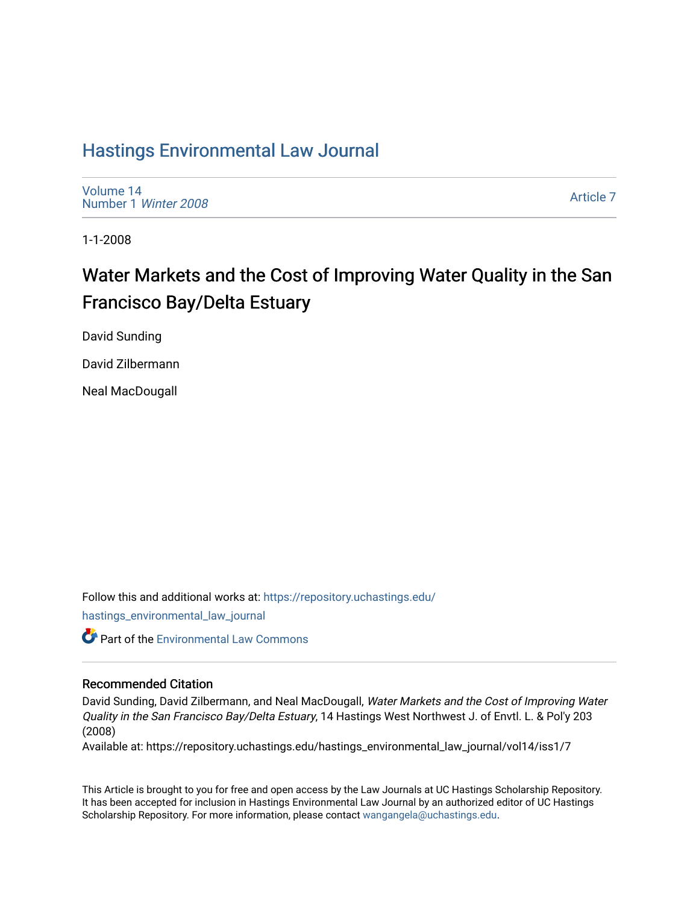# Hastings Environmental Law Journal

Volume 14
Number 1 *Winter 2008*

Article 7

1-1-2008

## Water Markets and the Cost of Improving Water Quality in the San Francisco Bay/Delta Estuary

David Sunding

David Zilbermann

Neal MacDougall

Follow this and additional works at: https://repository.uchastings.edu/hastings_environmental_law_journal

Part of the Environmental Law Commons

### Recommended Citation

David Sunding, David Zilbermann, and Neal MacDougall, *Water Markets and the Cost of Improving Water Quality in the San Francisco Bay/Delta Estuary*, 14 Hastings West Northwest J. of Envtl. L. & Pol'y 203 (2008)

Available at: https://repository.uchastings.edu/hastings_environmental_law_journal/vol14/iss1/7

This Article is brought to you for free and open access by the Law Journals at UC Hastings Scholarship Repository. It has been accepted for inclusion in Hastings Environmental Law Journal by an authorized editor of UC Hastings Scholarship Repository. For more information, please contact wangangela@uchastings.edu.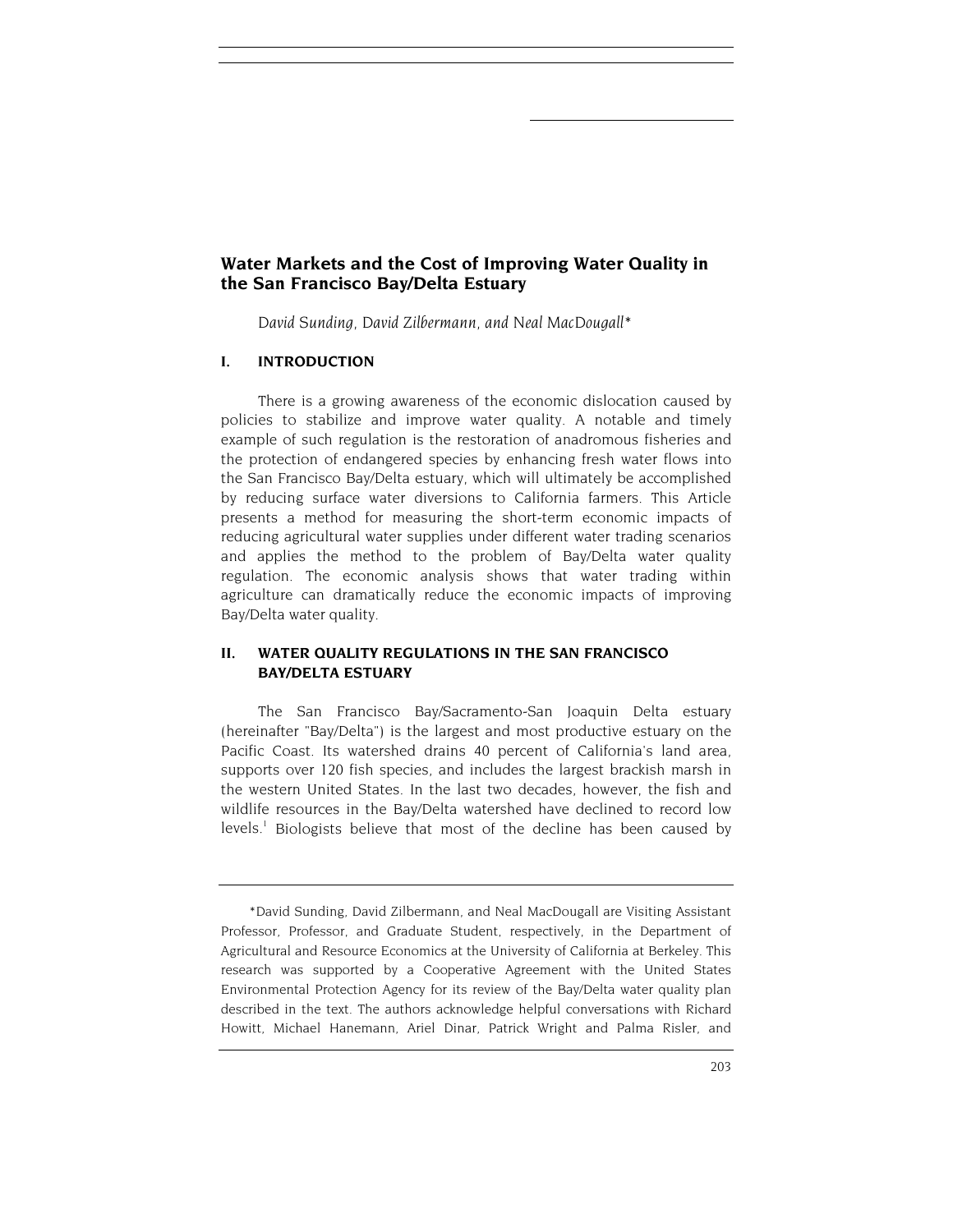# Water Markets and the Cost of Improving Water Quality in the San Francisco Bay/Delta Estuary

*David Sunding, David Zilbermann, and Neal MacDougall\**

## I. INTRODUCTION

There is a growing awareness of the economic dislocation caused by policies to stabilize and improve water quality. A notable and timely example of such regulation is the restoration of anadromous fisheries and the protection of endangered species by enhancing fresh water flows into the San Francisco Bay/Delta estuary, which will ultimately be accomplished by reducing surface water diversions to California farmers. This Article presents a method for measuring the short-term economic impacts of reducing agricultural water supplies under different water trading scenarios and applies the method to the problem of Bay/Delta water quality regulation. The economic analysis shows that water trading within agriculture can dramatically reduce the economic impacts of improving Bay/Delta water quality.

## II. WATER QUALITY REGULATIONS IN THE SAN FRANCISCO BAY/DELTA ESTUARY

The San Francisco Bay/Sacramento-San Joaquin Delta estuary (hereinafter "Bay/Delta") is the largest and most productive estuary on the Pacific Coast. Its watershed drains 40 percent of California's land area, supports over 120 fish species, and includes the largest brackish marsh in the western United States. In the last two decades, however, the fish and wildlife resources in the Bay/Delta watershed have declined to record low levels.[1] Biologists believe that most of the decline has been caused by

---

\*David Sunding, David Zilbermann, and Neal MacDougall are Visiting Assistant Professor, Professor, and Graduate Student, respectively, in the Department of Agricultural and Resource Economics at the University of California at Berkeley. This research was supported by a Cooperative Agreement with the United States Environmental Protection Agency for its review of the Bay/Delta water quality plan described in the text. The authors acknowledge helpful conversations with Richard Howitt, Michael Hanemann, Ariel Dinar, Patrick Wright and Palma Risler, and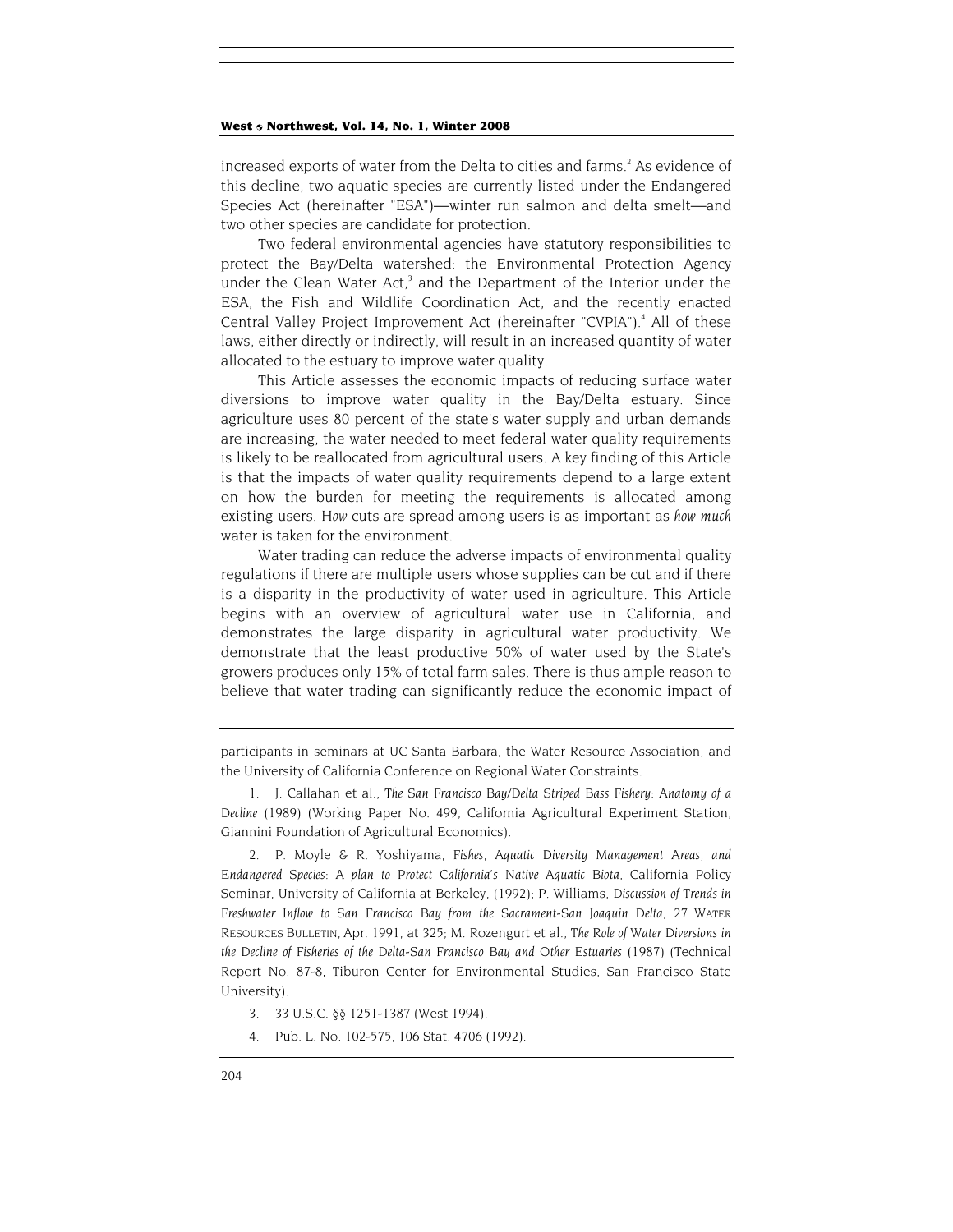increased exports of water from the Delta to cities and farms.[2] As evidence of this decline, two aquatic species are currently listed under the Endangered Species Act (hereinafter "ESA")—winter run salmon and delta smelt—and two other species are candidate for protection.

Two federal environmental agencies have statutory responsibilities to protect the Bay/Delta watershed: the Environmental Protection Agency under the Clean Water Act,[3] and the Department of the Interior under the ESA, the Fish and Wildlife Coordination Act, and the recently enacted Central Valley Project Improvement Act (hereinafter "CVPIA").[4] All of these laws, either directly or indirectly, will result in an increased quantity of water allocated to the estuary to improve water quality.

This Article assesses the economic impacts of reducing surface water diversions to improve water quality in the Bay/Delta estuary. Since agriculture uses 80 percent of the state's water supply and urban demands are increasing, the water needed to meet federal water quality requirements is likely to be reallocated from agricultural users. A key finding of this Article is that the impacts of water quality requirements depend to a large extent on how the burden for meeting the requirements is allocated among existing users. *How* cuts are spread among users is as important as *how much* water is taken for the environment.

Water trading can reduce the adverse impacts of environmental quality regulations if there are multiple users whose supplies can be cut and if there is a disparity in the productivity of water used in agriculture. This Article begins with an overview of agricultural water use in California, and demonstrates the large disparity in agricultural water productivity. We demonstrate that the least productive 50% of water used by the State's growers produces only 15% of total farm sales. There is thus ample reason to believe that water trading can significantly reduce the economic impact of

---

participants in seminars at UC Santa Barbara, the Water Resource Association, and the University of California Conference on Regional Water Constraints.

1. J. Callahan et al., *The San Francisco Bay/Delta Striped Bass Fishery: Anatomy of a Decline* (1989) (Working Paper No. 499, California Agricultural Experiment Station, Giannini Foundation of Agricultural Economics).

2. P. Moyle & R. Yoshiyama, *Fishes, Aquatic Diversity Management Areas, and Endangered Species: A plan to Protect California's Native Aquatic Biota*, California Policy Seminar, University of California at Berkeley, (1992); P. Williams, *Discussion of Trends in Freshwater Inflow to San Francisco Bay from the Sacrament-San Joaquin Delta*, 27 WATER RESOURCES BULLETIN, Apr. 1991, at 325; M. Rozengurt et al., *The Role of Water Diversions in the Decline of Fisheries of the Delta-San Francisco Bay and Other Estuaries* (1987) (Technical Report No. 87-8, Tiburon Center for Environmental Studies, San Francisco State University).

3. 33 U.S.C. §§ 1251-1387 (West 1994).

4. Pub. L. No. 102-575, 106 Stat. 4706 (1992).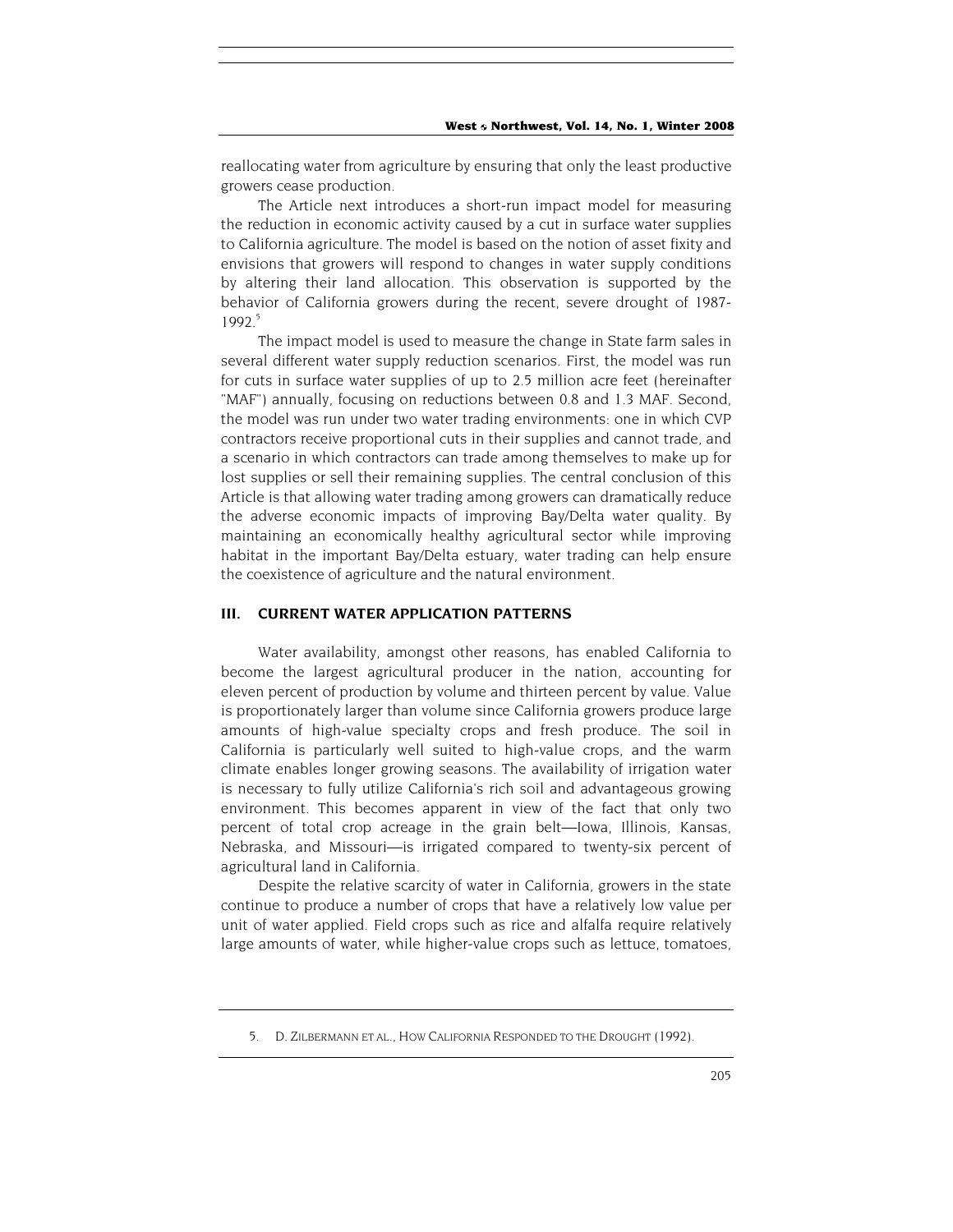reallocating water from agriculture by ensuring that only the least productive growers cease production.

The Article next introduces a short-run impact model for measuring the reduction in economic activity caused by a cut in surface water supplies to California agriculture. The model is based on the notion of asset fixity and envisions that growers will respond to changes in water supply conditions by altering their land allocation. This observation is supported by the behavior of California growers during the recent, severe drought of 1987-1992.[5]

The impact model is used to measure the change in State farm sales in several different water supply reduction scenarios. First, the model was run for cuts in surface water supplies of up to 2.5 million acre feet (hereinafter "MAF") annually, focusing on reductions between 0.8 and 1.3 MAF. Second, the model was run under two water trading environments: one in which CVP contractors receive proportional cuts in their supplies and cannot trade, and a scenario in which contractors can trade among themselves to make up for lost supplies or sell their remaining supplies. The central conclusion of this Article is that allowing water trading among growers can dramatically reduce the adverse economic impacts of improving Bay/Delta water quality. By maintaining an economically healthy agricultural sector while improving habitat in the important Bay/Delta estuary, water trading can help ensure the coexistence of agriculture and the natural environment.

## III. CURRENT WATER APPLICATION PATTERNS

Water availability, amongst other reasons, has enabled California to become the largest agricultural producer in the nation, accounting for eleven percent of production by volume and thirteen percent by value. Value is proportionately larger than volume since California growers produce large amounts of high-value specialty crops and fresh produce. The soil in California is particularly well suited to high-value crops, and the warm climate enables longer growing seasons. The availability of irrigation water is necessary to fully utilize California's rich soil and advantageous growing environment. This becomes apparent in view of the fact that only two percent of total crop acreage in the grain belt—Iowa, Illinois, Kansas, Nebraska, and Missouri—is irrigated compared to twenty-six percent of agricultural land in California.

Despite the relative scarcity of water in California, growers in the state continue to produce a number of crops that have a relatively low value per unit of water applied. Field crops such as rice and alfalfa require relatively large amounts of water, while higher-value crops such as lettuce, tomatoes,

5. D. ZILBERMANN ET AL., HOW CALIFORNIA RESPONDED TO THE DROUGHT (1992).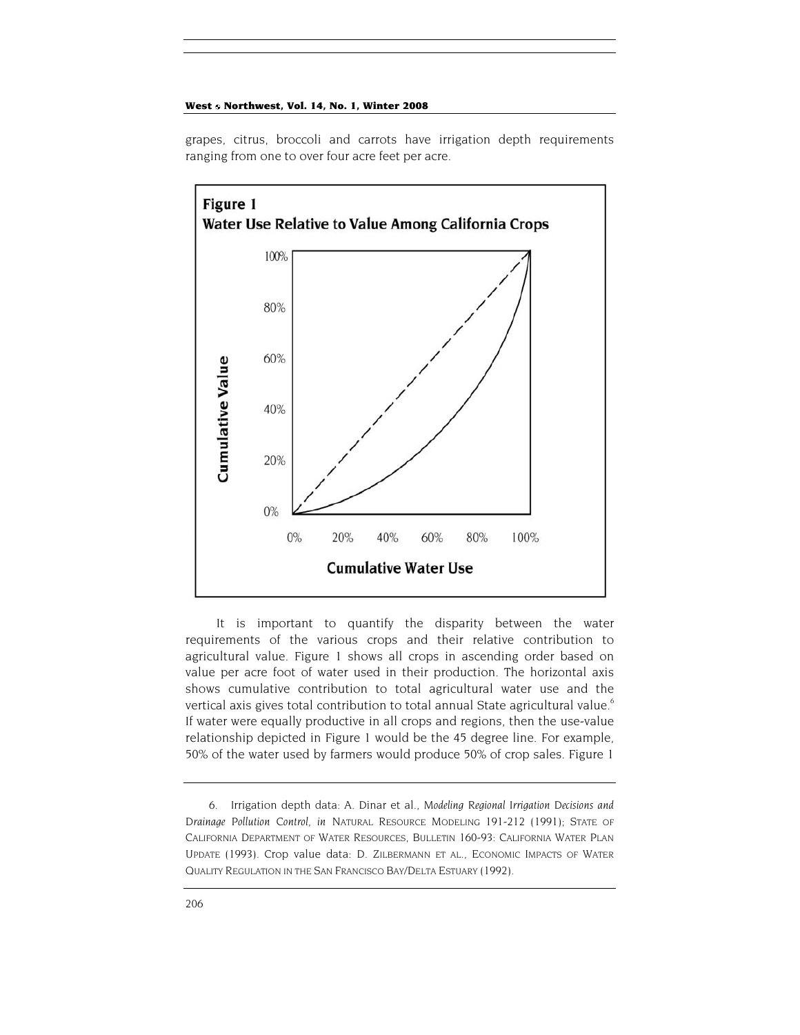grapes, citrus, broccoli and carrots have irrigation depth requirements ranging from one to over four acre feet per acre.

**Figure 1**
**Water Use Relative to Value Among California Crops**

It is important to quantify the disparity between the water requirements of the various crops and their relative contribution to agricultural value. Figure 1 shows all crops in ascending order based on value per acre foot of water used in their production. The horizontal axis shows cumulative contribution to total agricultural water use and the vertical axis gives total contribution to total annual State agricultural value.[6] If water were equally productive in all crops and regions, then the use-value relationship depicted in Figure 1 would be the 45 degree line. For example, 50% of the water used by farmers would produce 50% of crop sales. Figure 1

---

6. Irrigation depth data: A. Dinar et al., *Modeling Regional Irrigation Decisions and Drainage Pollution Control*, *in* NATURAL RESOURCE MODELING 191-212 (1991); STATE OF CALIFORNIA DEPARTMENT OF WATER RESOURCES, BULLETIN 160-93: CALIFORNIA WATER PLAN UPDATE (1993). Crop value data: D. ZILBERMANN ET AL., ECONOMIC IMPACTS OF WATER QUALITY REGULATION IN THE SAN FRANCISCO BAY/DELTA ESTUARY (1992).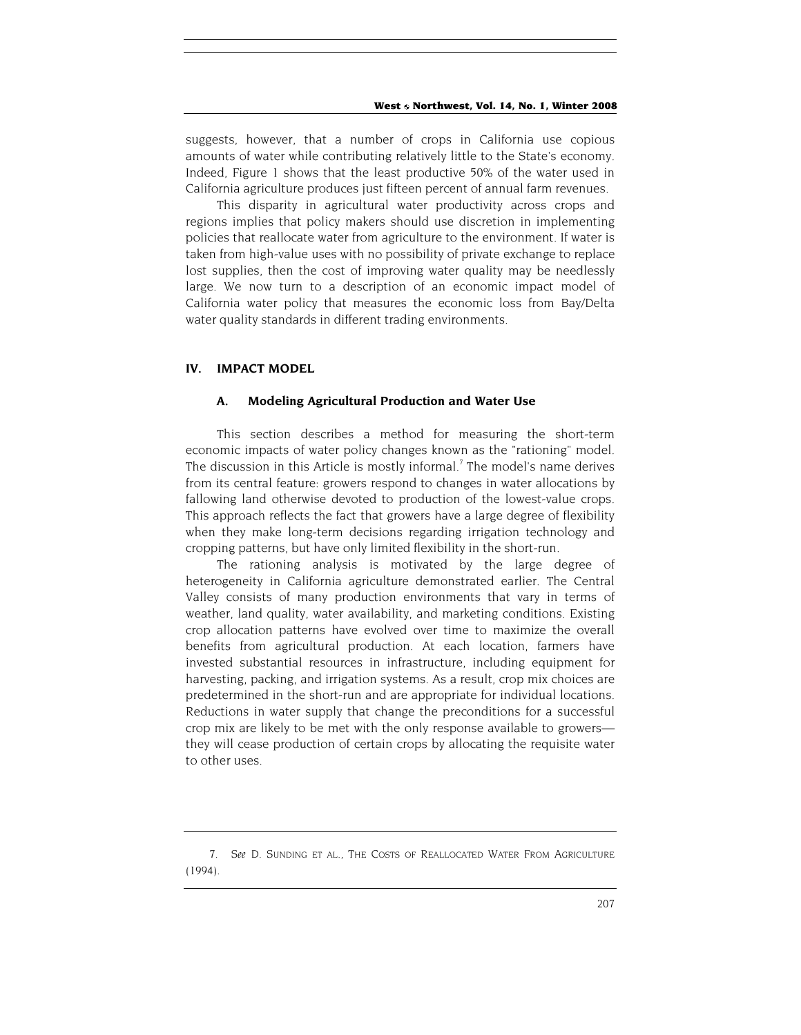suggests, however, that a number of crops in California use copious amounts of water while contributing relatively little to the State's economy. Indeed, Figure 1 shows that the least productive 50% of the water used in California agriculture produces just fifteen percent of annual farm revenues.

This disparity in agricultural water productivity across crops and regions implies that policy makers should use discretion in implementing policies that reallocate water from agriculture to the environment. If water is taken from high-value uses with no possibility of private exchange to replace lost supplies, then the cost of improving water quality may be needlessly large. We now turn to a description of an economic impact model of California water policy that measures the economic loss from Bay/Delta water quality standards in different trading environments.

## IV. IMPACT MODEL

### A. Modeling Agricultural Production and Water Use

This section describes a method for measuring the short-term economic impacts of water policy changes known as the "rationing" model. The discussion in this Article is mostly informal.[7] The model's name derives from its central feature: growers respond to changes in water allocations by fallowing land otherwise devoted to production of the lowest-value crops. This approach reflects the fact that growers have a large degree of flexibility when they make long-term decisions regarding irrigation technology and cropping patterns, but have only limited flexibility in the short-run.

The rationing analysis is motivated by the large degree of heterogeneity in California agriculture demonstrated earlier. The Central Valley consists of many production environments that vary in terms of weather, land quality, water availability, and marketing conditions. Existing crop allocation patterns have evolved over time to maximize the overall benefits from agricultural production. At each location, farmers have invested substantial resources in infrastructure, including equipment for harvesting, packing, and irrigation systems. As a result, crop mix choices are predetermined in the short-run and are appropriate for individual locations. Reductions in water supply that change the preconditions for a successful crop mix are likely to be met with the only response available to growers—they will cease production of certain crops by allocating the requisite water to other uses.

---

7. *See* D. SUNDING ET AL., THE COSTS OF REALLOCATED WATER FROM AGRICULTURE (1994).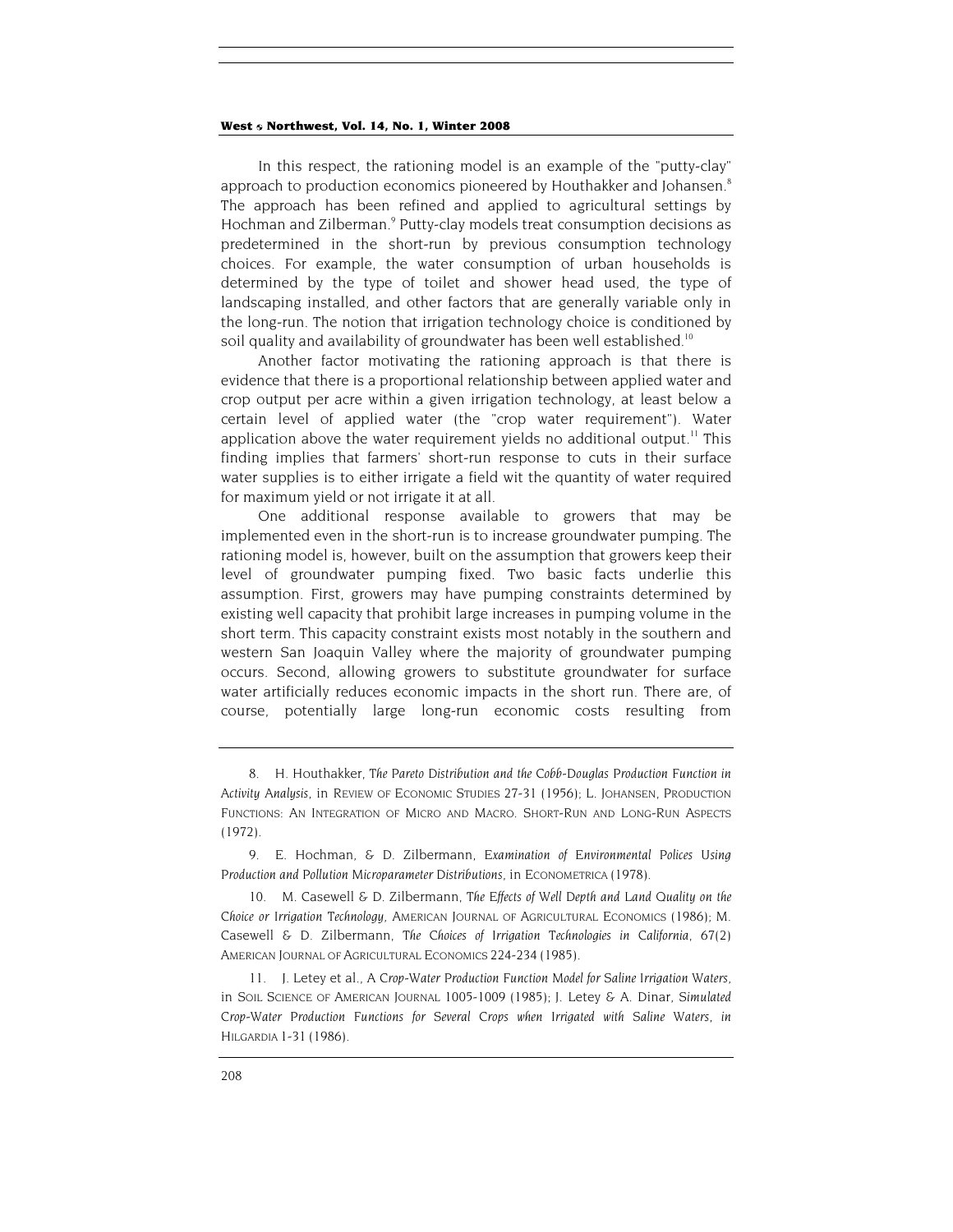In this respect, the rationing model is an example of the "putty-clay" approach to production economics pioneered by Houthakker and Johansen.[8] The approach has been refined and applied to agricultural settings by Hochman and Zilberman.[9] Putty-clay models treat consumption decisions as predetermined in the short-run by previous consumption technology choices. For example, the water consumption of urban households is determined by the type of toilet and shower head used, the type of landscaping installed, and other factors that are generally variable only in the long-run. The notion that irrigation technology choice is conditioned by soil quality and availability of groundwater has been well established.[10]

Another factor motivating the rationing approach is that there is evidence that there is a proportional relationship between applied water and crop output per acre within a given irrigation technology, at least below a certain level of applied water (the "crop water requirement"). Water application above the water requirement yields no additional output.[11] This finding implies that farmers' short-run response to cuts in their surface water supplies is to either irrigate a field wit the quantity of water required for maximum yield or not irrigate it at all.

One additional response available to growers that may be implemented even in the short-run is to increase groundwater pumping. The rationing model is, however, built on the assumption that growers keep their level of groundwater pumping fixed. Two basic facts underlie this assumption. First, growers may have pumping constraints determined by existing well capacity that prohibit large increases in pumping volume in the short term. This capacity constraint exists most notably in the southern and western San Joaquin Valley where the majority of groundwater pumping occurs. Second, allowing growers to substitute groundwater for surface water artificially reduces economic impacts in the short run. There are, of course, potentially large long-run economic costs resulting from

---

8. H. Houthakker, *The Pareto Distribution and the Cobb-Douglas Production Function in Activity Analysis*, in REVIEW OF ECONOMIC STUDIES 27-31 (1956); L. JOHANSEN, PRODUCTION FUNCTIONS: AN INTEGRATION OF MICRO AND MACRO. SHORT-RUN AND LONG-RUN ASPECTS (1972).

9. E. Hochman, & D. Zilbermann, *Examination of Environmental Polices Using Production and Pollution Microparameter Distributions*, in ECONOMETRICA (1978).

10. M. Casewell & D. Zilbermann, *The Effects of Well Depth and Land Quality on the Choice or Irrigation Technology*, AMERICAN JOURNAL OF AGRICULTURAL ECONOMICS (1986); M. Casewell & D. Zilbermann, *The Choices of Irrigation Technologies in California*, 67(2) AMERICAN JOURNAL OF AGRICULTURAL ECONOMICS 224-234 (1985).

11. J. Letey et al., *A Crop-Water Production Function Model for Saline Irrigation Waters*, in SOIL SCIENCE OF AMERICAN JOURNAL 1005-1009 (1985); J. Letey & A. Dinar, *Simulated Crop-Water Production Functions for Several Crops when Irrigated with Saline Waters*, in HILGARDIA 1-31 (1986).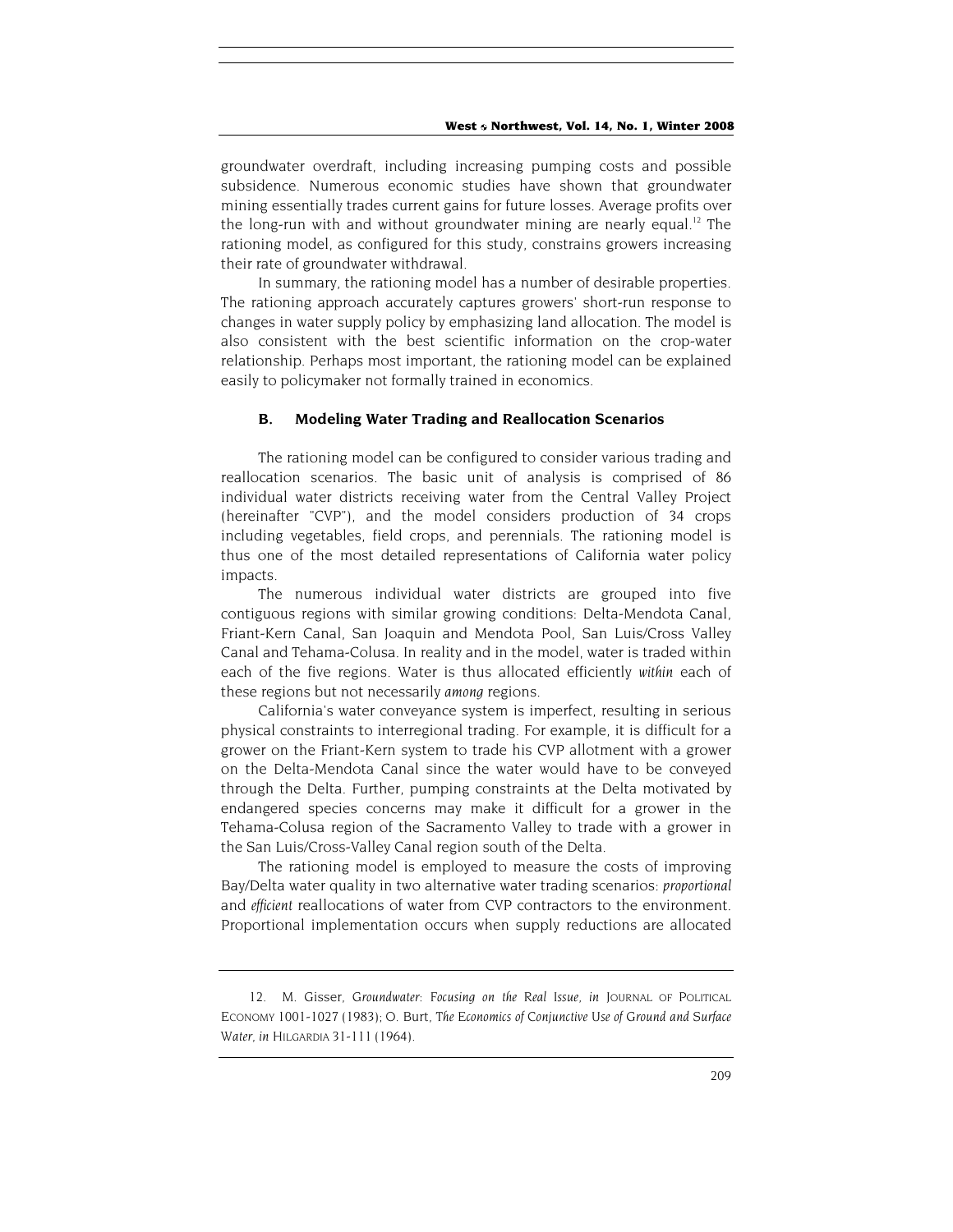groundwater overdraft, including increasing pumping costs and possible subsidence. Numerous economic studies have shown that groundwater mining essentially trades current gains for future losses. Average profits over the long-run with and without groundwater mining are nearly equal.[12] The rationing model, as configured for this study, constrains growers increasing their rate of groundwater withdrawal.

In summary, the rationing model has a number of desirable properties. The rationing approach accurately captures growers' short-run response to changes in water supply policy by emphasizing land allocation. The model is also consistent with the best scientific information on the crop-water relationship. Perhaps most important, the rationing model can be explained easily to policymaker not formally trained in economics.

### B. Modeling Water Trading and Reallocation Scenarios

The rationing model can be configured to consider various trading and reallocation scenarios. The basic unit of analysis is comprised of 86 individual water districts receiving water from the Central Valley Project (hereinafter "CVP"), and the model considers production of 34 crops including vegetables, field crops, and perennials. The rationing model is thus one of the most detailed representations of California water policy impacts.

The numerous individual water districts are grouped into five contiguous regions with similar growing conditions: Delta-Mendota Canal, Friant-Kern Canal, San Joaquin and Mendota Pool, San Luis/Cross Valley Canal and Tehama-Colusa. In reality and in the model, water is traded within each of the five regions. Water is thus allocated efficiently *within* each of these regions but not necessarily *among* regions.

California's water conveyance system is imperfect, resulting in serious physical constraints to interregional trading. For example, it is difficult for a grower on the Friant-Kern system to trade his CVP allotment with a grower on the Delta-Mendota Canal since the water would have to be conveyed through the Delta. Further, pumping constraints at the Delta motivated by endangered species concerns may make it difficult for a grower in the Tehama-Colusa region of the Sacramento Valley to trade with a grower in the San Luis/Cross-Valley Canal region south of the Delta.

The rationing model is employed to measure the costs of improving Bay/Delta water quality in two alternative water trading scenarios: *proportional* and *efficient* reallocations of water from CVP contractors to the environment. Proportional implementation occurs when supply reductions are allocated

---

12. M. Gisser, *Groundwater: Focusing on the Real Issue*, *in* JOURNAL OF POLITICAL ECONOMY 1001-1027 (1983); O. Burt, *The Economics of Conjunctive Use of Ground and Surface Water*, *in* HILGARDIA 31-111 (1964).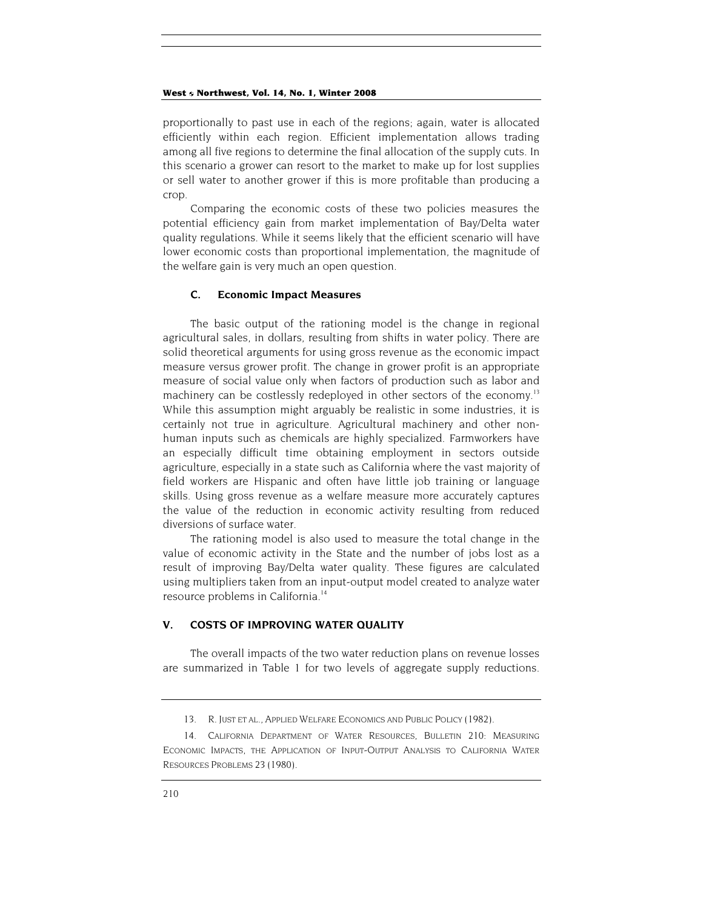proportionally to past use in each of the regions; again, water is allocated efficiently within each region. Efficient implementation allows trading among all five regions to determine the final allocation of the supply cuts. In this scenario a grower can resort to the market to make up for lost supplies or sell water to another grower if this is more profitable than producing a crop.

Comparing the economic costs of these two policies measures the potential efficiency gain from market implementation of Bay/Delta water quality regulations. While it seems likely that the efficient scenario will have lower economic costs than proportional implementation, the magnitude of the welfare gain is very much an open question.

### C. Economic Impact Measures

The basic output of the rationing model is the change in regional agricultural sales, in dollars, resulting from shifts in water policy. There are solid theoretical arguments for using gross revenue as the economic impact measure versus grower profit. The change in grower profit is an appropriate measure of social value only when factors of production such as labor and machinery can be costlessly redeployed in other sectors of the economy.[13] While this assumption might arguably be realistic in some industries, it is certainly not true in agriculture. Agricultural machinery and other non-human inputs such as chemicals are highly specialized. Farmworkers have an especially difficult time obtaining employment in sectors outside agriculture, especially in a state such as California where the vast majority of field workers are Hispanic and often have little job training or language skills. Using gross revenue as a welfare measure more accurately captures the value of the reduction in economic activity resulting from reduced diversions of surface water.

The rationing model is also used to measure the total change in the value of economic activity in the State and the number of jobs lost as a result of improving Bay/Delta water quality. These figures are calculated using multipliers taken from an input-output model created to analyze water resource problems in California.[14]

## V. COSTS OF IMPROVING WATER QUALITY

The overall impacts of the two water reduction plans on revenue losses are summarized in Table 1 for two levels of aggregate supply reductions.

---

13. R. JUST ET AL., APPLIED WELFARE ECONOMICS AND PUBLIC POLICY (1982).

14. CALIFORNIA DEPARTMENT OF WATER RESOURCES, BULLETIN 210: MEASURING ECONOMIC IMPACTS, THE APPLICATION OF INPUT-OUTPUT ANALYSIS TO CALIFORNIA WATER RESOURCES PROBLEMS 23 (1980).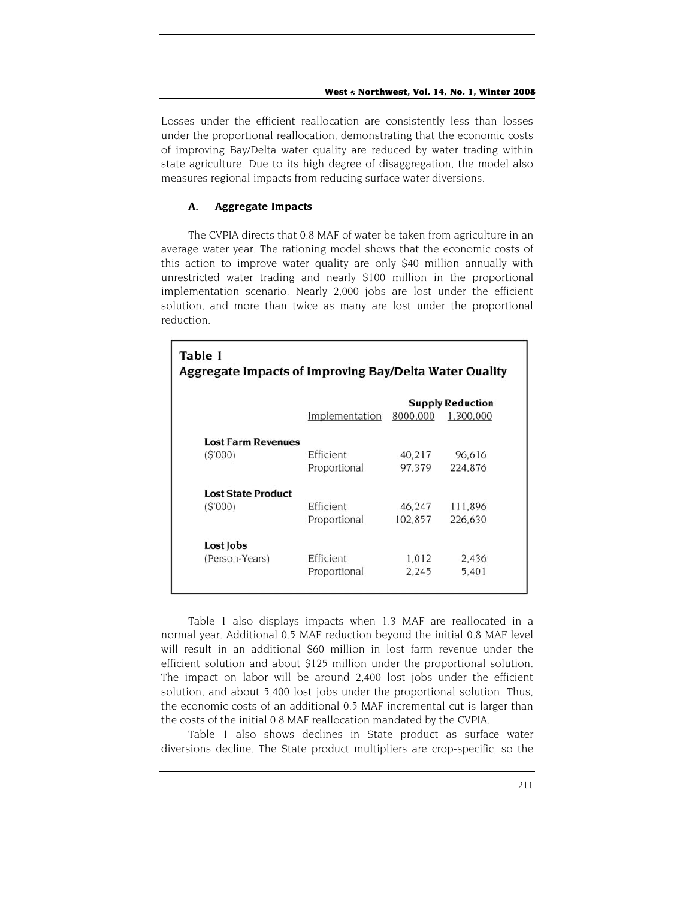Losses under the efficient reallocation are consistently less than losses under the proportional reallocation, demonstrating that the economic costs of improving Bay/Delta water quality are reduced by water trading within state agriculture. Due to its high degree of disaggregation, the model also measures regional impacts from reducing surface water diversions.

### A. Aggregate Impacts

The CVPIA directs that 0.8 MAF of water be taken from agriculture in an average water year. The rationing model shows that the economic costs of this action to improve water quality are only $40 million annually with unrestricted water trading and nearly $100 million in the proportional implementation scenario. Nearly 2,000 jobs are lost under the efficient solution, and more than twice as many are lost under the proportional reduction.

**Table 1**
**Aggregate Impacts of Improving Bay/Delta Water Quality**

| | | Supply Reduction | |
|---|---|---|---|
| | Implementation | 8000,000 | 1,300,000 |
| **Lost Farm Revenues** ($'000) | Efficient | 40,217 | 96,616 |
| | Proportional | 97,379 | 224,876 |
| **Lost State Product** ($'000) | Efficient | 46,247 | 111,896 |
| | Proportional | 102,857 | 226,630 |
| **Lost Jobs** (Person-Years) | Efficient | 1,012 | 2,436 |
| | Proportional | 2,245 | 5,401 |

Table 1 also displays impacts when 1.3 MAF are reallocated in a normal year. Additional 0.5 MAF reduction beyond the initial 0.8 MAF level will result in an additional $60 million in lost farm revenue under the efficient solution and about $125 million under the proportional solution. The impact on labor will be around 2,400 lost jobs under the efficient solution, and about 5,400 lost jobs under the proportional solution. Thus, the economic costs of an additional 0.5 MAF incremental cut is larger than the costs of the initial 0.8 MAF reallocation mandated by the CVPIA.

Table 1 also shows declines in State product as surface water diversions decline. The State product multipliers are crop-specific, so the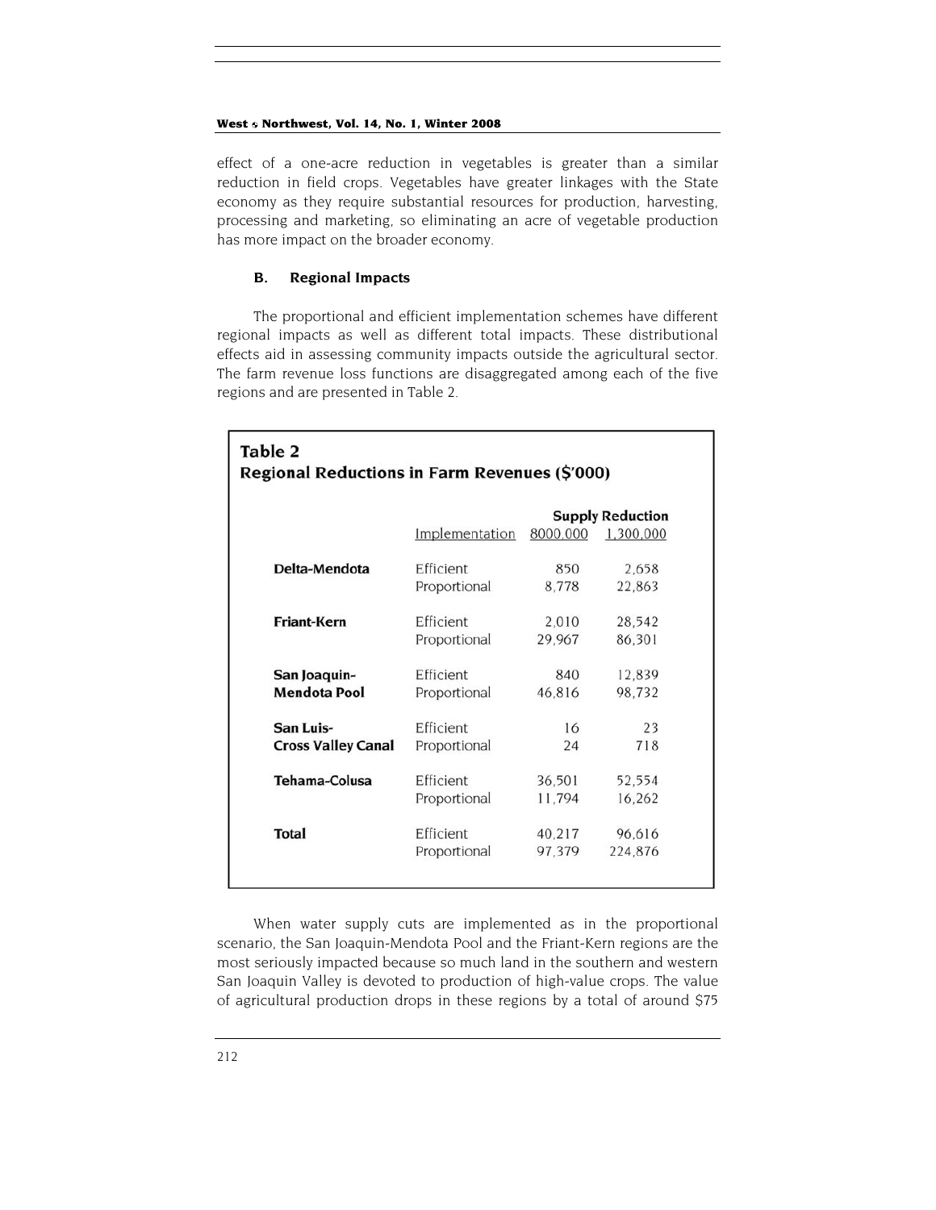effect of a one-acre reduction in vegetables is greater than a similar reduction in field crops. Vegetables have greater linkages with the State economy as they require substantial resources for production, harvesting, processing and marketing, so eliminating an acre of vegetable production has more impact on the broader economy.

### B. Regional Impacts

The proportional and efficient implementation schemes have different regional impacts as well as different total impacts. These distributional effects aid in assessing community impacts outside the agricultural sector. The farm revenue loss functions are disaggregated among each of the five regions and are presented in Table 2.

**Table 2**
**Regional Reductions in Farm Revenues ($'000)**

| | | Supply Reduction | |
|---|---|---|---|
| | Implementation | 8000,000 | 1,300,000 |
| **Delta-Mendota** | Efficient | 850 | 2,658 |
| | Proportional | 8,778 | 22,863 |
| **Friant-Kern** | Efficient | 2,010 | 28,542 |
| | Proportional | 29,967 | 86,301 |
| **San Joaquin-Mendota Pool** | Efficient | 840 | 12,839 |
| | Proportional | 46,816 | 98,732 |
| **San Luis-Cross Valley Canal** | Efficient | 16 | 23 |
| | Proportional | 24 | 718 |
| **Tehama-Colusa** | Efficient | 36,501 | 52,554 |
| | Proportional | 11,794 | 16,262 |
| **Total** | Efficient | 40,217 | 96,616 |
| | Proportional | 97,379 | 224,876 |

When water supply cuts are implemented as in the proportional scenario, the San Joaquin-Mendota Pool and the Friant-Kern regions are the most seriously impacted because so much land in the southern and western San Joaquin Valley is devoted to production of high-value crops. The value of agricultural production drops in these regions by a total of around $75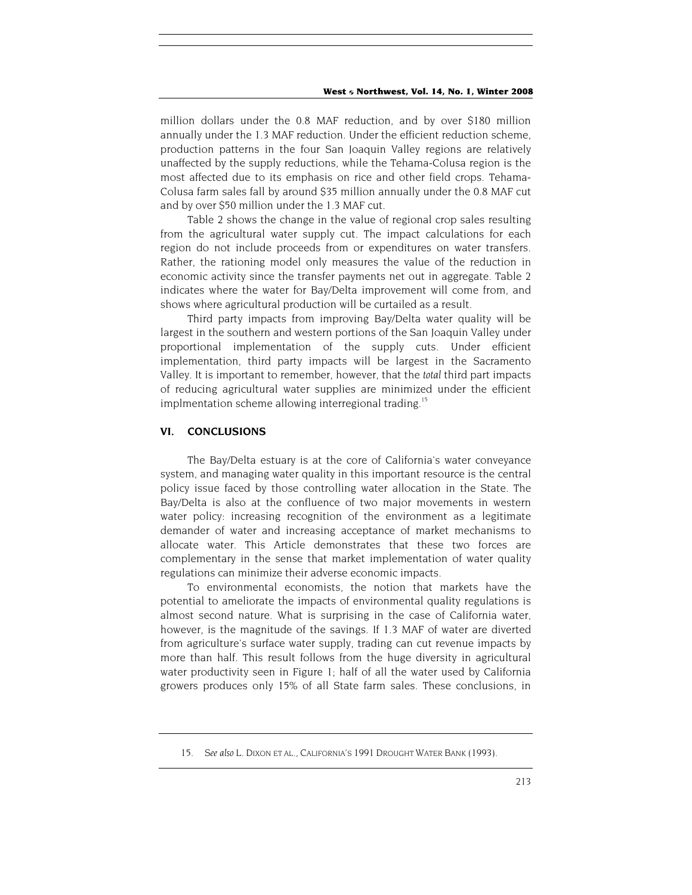million dollars under the 0.8 MAF reduction, and by over $180 million annually under the 1.3 MAF reduction. Under the efficient reduction scheme, production patterns in the four San Joaquin Valley regions are relatively unaffected by the supply reductions, while the Tehama-Colusa region is the most affected due to its emphasis on rice and other field crops. Tehama-Colusa farm sales fall by around $35 million annually under the 0.8 MAF cut and by over $50 million under the 1.3 MAF cut.

Table 2 shows the change in the value of regional crop sales resulting from the agricultural water supply cut. The impact calculations for each region do not include proceeds from or expenditures on water transfers. Rather, the rationing model only measures the value of the reduction in economic activity since the transfer payments net out in aggregate. Table 2 indicates where the water for Bay/Delta improvement will come from, and shows where agricultural production will be curtailed as a result.

Third party impacts from improving Bay/Delta water quality will be largest in the southern and western portions of the San Joaquin Valley under proportional implementation of the supply cuts. Under efficient implementation, third party impacts will be largest in the Sacramento Valley. It is important to remember, however, that the *total* third part impacts of reducing agricultural water supplies are minimized under the efficient implmentation scheme allowing interregional trading.[15]

## VI. CONCLUSIONS

The Bay/Delta estuary is at the core of California's water conveyance system, and managing water quality in this important resource is the central policy issue faced by those controlling water allocation in the State. The Bay/Delta is also at the confluence of two major movements in western water policy: increasing recognition of the environment as a legitimate demander of water and increasing acceptance of market mechanisms to allocate water. This Article demonstrates that these two forces are complementary in the sense that market implementation of water quality regulations can minimize their adverse economic impacts.

To environmental economists, the notion that markets have the potential to ameliorate the impacts of environmental quality regulations is almost second nature. What is surprising in the case of California water, however, is the magnitude of the savings. If 1.3 MAF of water are diverted from agriculture's surface water supply, trading can cut revenue impacts by more than half. This result follows from the huge diversity in agricultural water productivity seen in Figure 1; half of all the water used by California growers produces only 15% of all State farm sales. These conclusions, in

---

15. *See also* L. DIXON ET AL., CALIFORNIA'S 1991 DROUGHT WATER BANK (1993).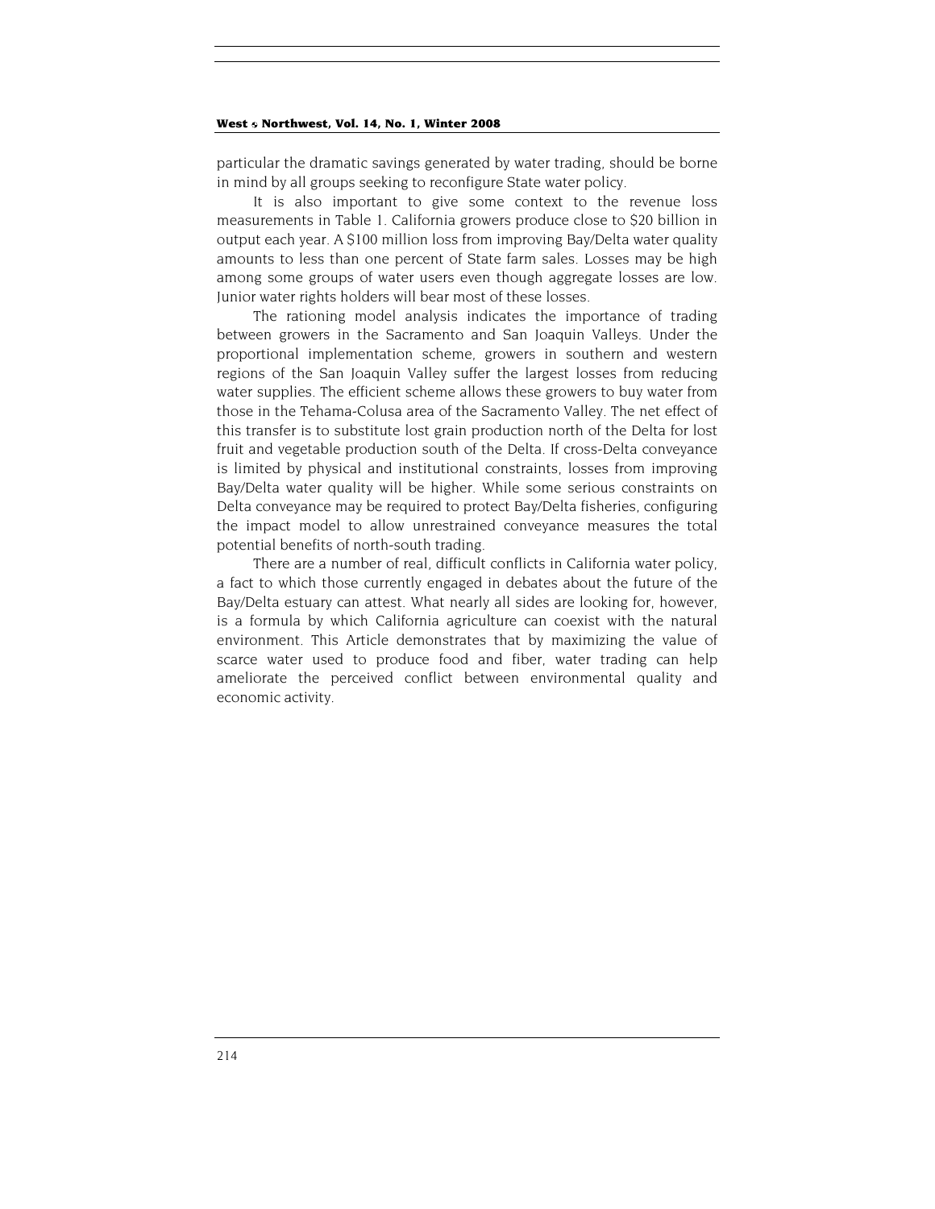particular the dramatic savings generated by water trading, should be borne in mind by all groups seeking to reconfigure State water policy.

It is also important to give some context to the revenue loss measurements in Table 1. California growers produce close to $20 billion in output each year. A $100 million loss from improving Bay/Delta water quality amounts to less than one percent of State farm sales. Losses may be high among some groups of water users even though aggregate losses are low. Junior water rights holders will bear most of these losses.

The rationing model analysis indicates the importance of trading between growers in the Sacramento and San Joaquin Valleys. Under the proportional implementation scheme, growers in southern and western regions of the San Joaquin Valley suffer the largest losses from reducing water supplies. The efficient scheme allows these growers to buy water from those in the Tehama-Colusa area of the Sacramento Valley. The net effect of this transfer is to substitute lost grain production north of the Delta for lost fruit and vegetable production south of the Delta. If cross-Delta conveyance is limited by physical and institutional constraints, losses from improving Bay/Delta water quality will be higher. While some serious constraints on Delta conveyance may be required to protect Bay/Delta fisheries, configuring the impact model to allow unrestrained conveyance measures the total potential benefits of north-south trading.

There are a number of real, difficult conflicts in California water policy, a fact to which those currently engaged in debates about the future of the Bay/Delta estuary can attest. What nearly all sides are looking for, however, is a formula by which California agriculture can coexist with the natural environment. This Article demonstrates that by maximizing the value of scarce water used to produce food and fiber, water trading can help ameliorate the perceived conflict between environmental quality and economic activity.